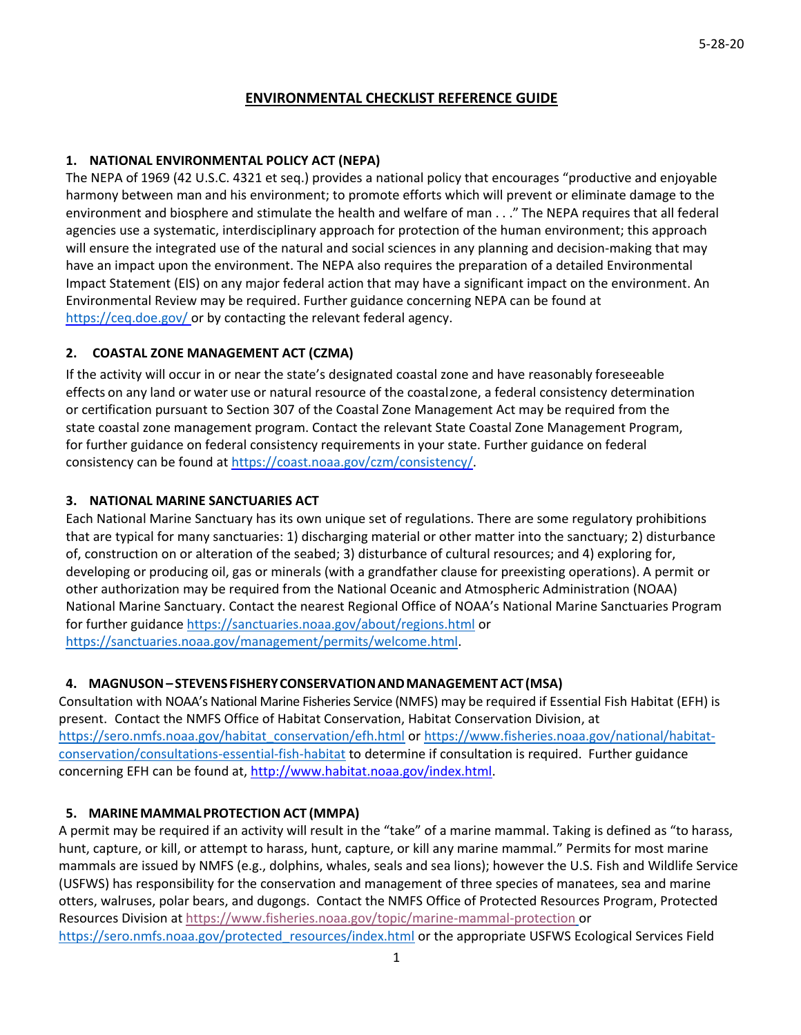5-28-20

# ENVIRONMENTAL CHECKLIST REFERENCE GUIDE

## 1. NATIONAL ENVIRONMENTAL POLICY ACT (NEPA)

The NEPA of 1969 (42 U.S.C. 4321 et seq.) provides a national policy that encourages "productive and enjoyable harmony between man and his environment; to promote efforts which will prevent or eliminate damage to the environment and biosphere and stimulate the health and welfare of man . . ." The NEPA requires that all federal agencies use a systematic, interdisciplinary approach for protection of the human environment; this approach will ensure the integrated use of the natural and social sciences in any planning and decision-making that may have an impact upon the environment. The NEPA also requires the preparation of a detailed Environmental Impact Statement (EIS) on any major federal action that may have a significant impact on the environment. An Environmental Review may be required. Further guidance concerning NEPA can be found at https://ceq.doe.gov/ or by contacting the relevant federal agency.

## 2. COASTAL ZONE MANAGEMENT ACT (CZMA)

If the activity will occur in or near the state's designated coastal zone and have reasonably foreseeable effects on any land or water use or natural resource of the coastal zone, a federal consistency determination or certification pursuant to Section 307 of the Coastal Zone Management Act may be required from the state coastal zone management program. Contact the relevant State Coastal Zone Management Program, for further guidance on federal consistency requirements in your state. Further guidance on federal consistency can be found at https://coast.noaa.gov/czm/consistency/.

## 3. NATIONAL MARINE SANCTUARIES ACT

Each National Marine Sanctuary has its own unique set of regulations. There are some regulatory prohibitions that are typical for many sanctuaries: 1) discharging material or other matter into the sanctuary; 2) disturbance of, construction on or alteration of the seabed; 3) disturbance of cultural resources; and 4) exploring for, developing or producing oil, gas or minerals (with a grandfather clause for preexisting operations). A permit or other authorization may be required from the National Oceanic and Atmospheric Administration (NOAA) National Marine Sanctuary. Contact the nearest Regional Office of NOAA's National Marine Sanctuaries Program for further guidance https://sanctuaries.noaa.gov/about/regions.html or https://sanctuaries.noaa.gov/management/permits/welcome.html.

## 4. MAGNUSON – STEVENS FISHERY CONSERVATION AND MANAGEMENT ACT (MSA)

Consultation with NOAA's National Marine Fisheries Service (NMFS) may be required if Essential Fish Habitat (EFH) is present. Contact the NMFS Office of Habitat Conservation, Habitat Conservation Division, at https://sero.nmfs.noaa.gov/habitat_conservation/efh.html or https://www.fisheries.noaa.gov/national/habitat-conservation/consultations-essential-fish-habitat to determine if consultation is required. Further guidance concerning EFH can be found at, http://www.habitat.noaa.gov/index.html.

## 5. MARINE MAMMAL PROTECTION ACT (MMPA)

A permit may be required if an activity will result in the "take" of a marine mammal. Taking is defined as "to harass, hunt, capture, or kill, or attempt to harass, hunt, capture, or kill any marine mammal." Permits for most marine mammals are issued by NMFS (e.g., dolphins, whales, seals and sea lions); however the U.S. Fish and Wildlife Service (USFWS) has responsibility for the conservation and management of three species of manatees, sea and marine otters, walruses, polar bears, and dugongs. Contact the NMFS Office of Protected Resources Program, Protected Resources Division at https://www.fisheries.noaa.gov/topic/marine-mammal-protection or https://sero.nmfs.noaa.gov/protected_resources/index.html or the appropriate USFWS Ecological Services Field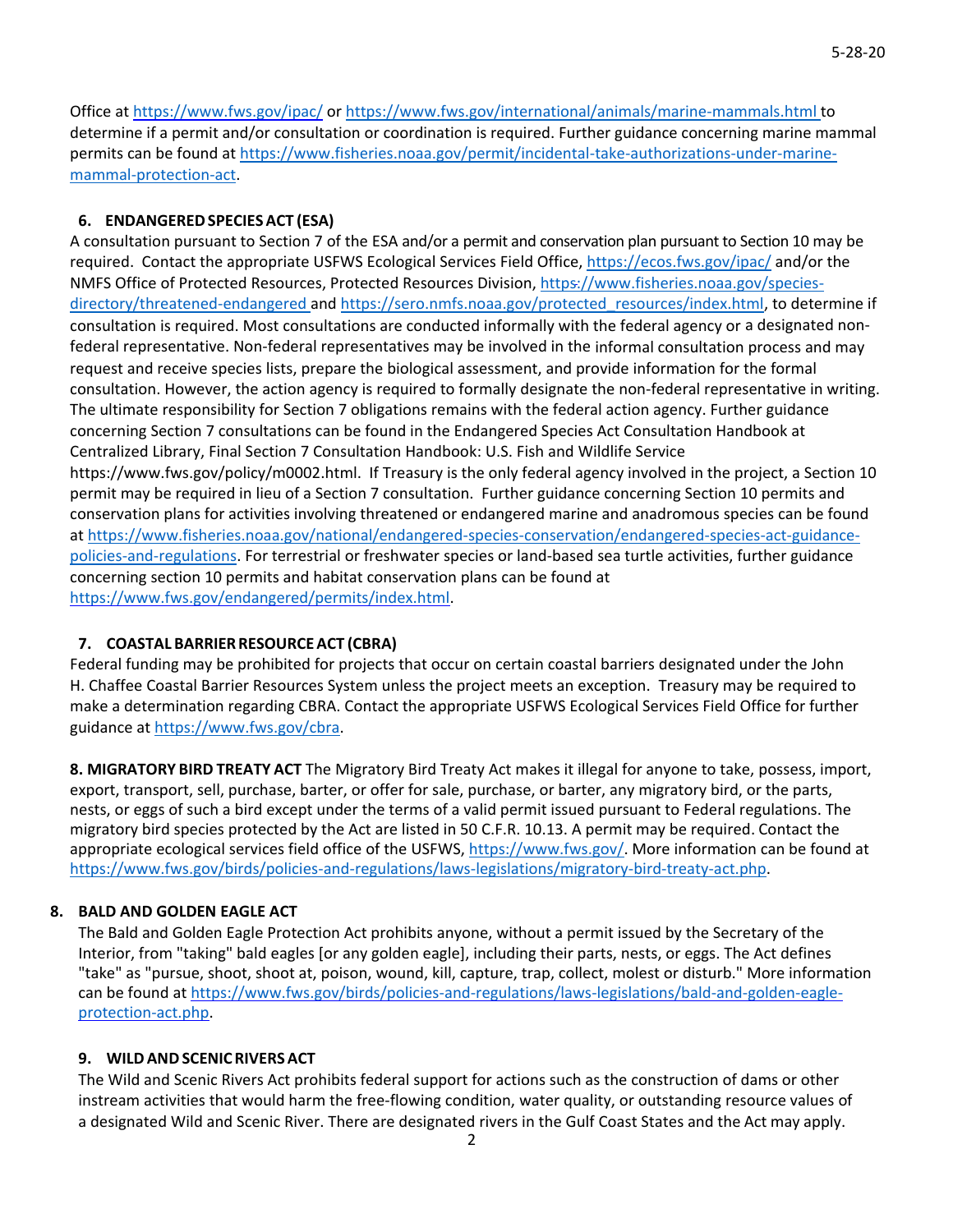Office at https://www.fws.gov/ipac/ or https://www.fws.gov/international/animals/marine-mammals.html to determine if a permit and/or consultation or coordination is required. Further guidance concerning marine mammal permits can be found at https://www.fisheries.noaa.gov/permit/incidental-take-authorizations-under-marine-mammal-protection-act.

### 6. ENDANGERED SPECIES ACT (ESA)

A consultation pursuant to Section 7 of the ESA and/or a permit and conservation plan pursuant to Section 10 may be required. Contact the appropriate USFWS Ecological Services Field Office, https://ecos.fws.gov/ipac/ and/or the NMFS Office of Protected Resources, Protected Resources Division, https://www.fisheries.noaa.gov/species-directory/threatened-endangered and https://sero.nmfs.noaa.gov/protected_resources/index.html, to determine if consultation is required. Most consultations are conducted informally with the federal agency or a designated non-federal representative. Non-federal representatives may be involved in the informal consultation process and may request and receive species lists, prepare the biological assessment, and provide information for the formal consultation. However, the action agency is required to formally designate the non-federal representative in writing. The ultimate responsibility for Section 7 obligations remains with the federal action agency. Further guidance concerning Section 7 consultations can be found in the Endangered Species Act Consultation Handbook at Centralized Library, Final Section 7 Consultation Handbook: U.S. Fish and Wildlife Service https://www.fws.gov/policy/m0002.html. If Treasury is the only federal agency involved in the project, a Section 10 permit may be required in lieu of a Section 7 consultation. Further guidance concerning Section 10 permits and conservation plans for activities involving threatened or endangered marine and anadromous species can be found at https://www.fisheries.noaa.gov/national/endangered-species-conservation/endangered-species-act-guidance-policies-and-regulations. For terrestrial or freshwater species or land-based sea turtle activities, further guidance concerning section 10 permits and habitat conservation plans can be found at https://www.fws.gov/endangered/permits/index.html.

### 7. COASTAL BARRIER RESOURCE ACT (CBRA)

Federal funding may be prohibited for projects that occur on certain coastal barriers designated under the John H. Chaffee Coastal Barrier Resources System unless the project meets an exception. Treasury may be required to make a determination regarding CBRA. Contact the appropriate USFWS Ecological Services Field Office for further guidance at https://www.fws.gov/cbra.

**8. MIGRATORY BIRD TREATY ACT** The Migratory Bird Treaty Act makes it illegal for anyone to take, possess, import, export, transport, sell, purchase, barter, or offer for sale, purchase, or barter, any migratory bird, or the parts, nests, or eggs of such a bird except under the terms of a valid permit issued pursuant to Federal regulations. The migratory bird species protected by the Act are listed in 50 C.F.R. 10.13. A permit may be required. Contact the appropriate ecological services field office of the USFWS, https://www.fws.gov/. More information can be found at https://www.fws.gov/birds/policies-and-regulations/laws-legislations/migratory-bird-treaty-act.php.

### 8. BALD AND GOLDEN EAGLE ACT

The Bald and Golden Eagle Protection Act prohibits anyone, without a permit issued by the Secretary of the Interior, from "taking" bald eagles [or any golden eagle], including their parts, nests, or eggs. The Act defines "take" as "pursue, shoot, shoot at, poison, wound, kill, capture, trap, collect, molest or disturb." More information can be found at https://www.fws.gov/birds/policies-and-regulations/laws-legislations/bald-and-golden-eagle-protection-act.php.

### 9. WILD AND SCENIC RIVERS ACT

The Wild and Scenic Rivers Act prohibits federal support for actions such as the construction of dams or other instream activities that would harm the free-flowing condition, water quality, or outstanding resource values of a designated Wild and Scenic River. There are designated rivers in the Gulf Coast States and the Act may apply.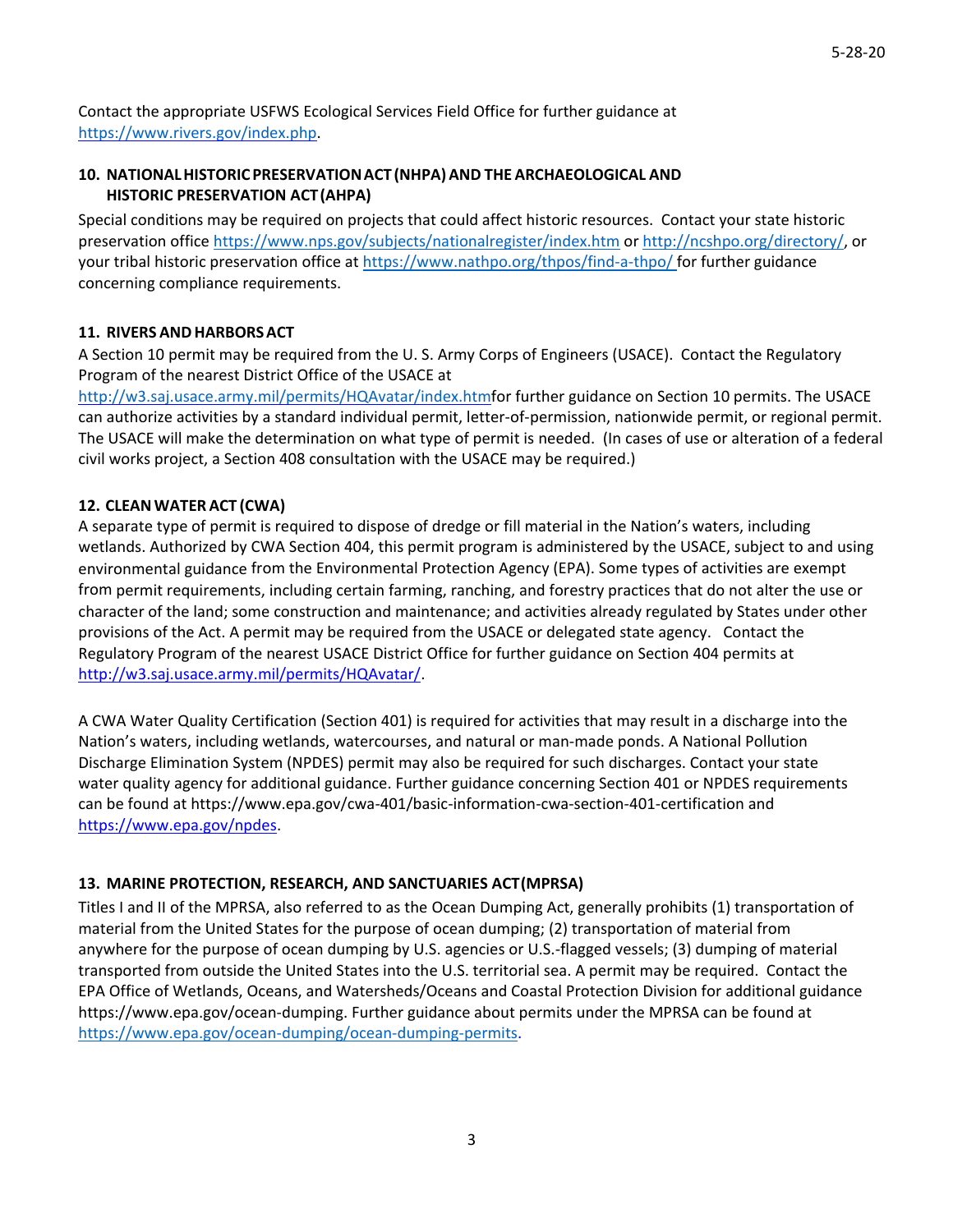Contact the appropriate USFWS Ecological Services Field Office for further guidance at https://www.rivers.gov/index.php.

## 10. NATIONAL HISTORIC PRESERVATION ACT (NHPA) AND THE ARCHAEOLOGICAL AND HISTORIC PRESERVATION ACT (AHPA)

Special conditions may be required on projects that could affect historic resources. Contact your state historic preservation office https://www.nps.gov/subjects/nationalregister/index.htm or http://ncshpo.org/directory/, or your tribal historic preservation office at https://www.nathpo.org/thpos/find-a-thpo/ for further guidance concerning compliance requirements.

## 11. RIVERS AND HARBORS ACT

A Section 10 permit may be required from the U. S. Army Corps of Engineers (USACE). Contact the Regulatory Program of the nearest District Office of the USACE at http://w3.saj.usace.army.mil/permits/HQAvatar/index.htmfor further guidance on Section 10 permits. The USACE can authorize activities by a standard individual permit, letter-of-permission, nationwide permit, or regional permit. The USACE will make the determination on what type of permit is needed. (In cases of use or alteration of a federal civil works project, a Section 408 consultation with the USACE may be required.)

## 12. CLEAN WATER ACT (CWA)

A separate type of permit is required to dispose of dredge or fill material in the Nation's waters, including wetlands. Authorized by CWA Section 404, this permit program is administered by the USACE, subject to and using environmental guidance from the Environmental Protection Agency (EPA). Some types of activities are exempt from permit requirements, including certain farming, ranching, and forestry practices that do not alter the use or character of the land; some construction and maintenance; and activities already regulated by States under other provisions of the Act. A permit may be required from the USACE or delegated state agency. Contact the Regulatory Program of the nearest USACE District Office for further guidance on Section 404 permits at http://w3.saj.usace.army.mil/permits/HQAvatar/.

A CWA Water Quality Certification (Section 401) is required for activities that may result in a discharge into the Nation's waters, including wetlands, watercourses, and natural or man-made ponds. A National Pollution Discharge Elimination System (NPDES) permit may also be required for such discharges. Contact your state water quality agency for additional guidance. Further guidance concerning Section 401 or NPDES requirements can be found at https://www.epa.gov/cwa-401/basic-information-cwa-section-401-certification and https://www.epa.gov/npdes.

## 13. MARINE PROTECTION, RESEARCH, AND SANCTUARIES ACT (MPRSA)

Titles I and II of the MPRSA, also referred to as the Ocean Dumping Act, generally prohibits (1) transportation of material from the United States for the purpose of ocean dumping; (2) transportation of material from anywhere for the purpose of ocean dumping by U.S. agencies or U.S.-flagged vessels; (3) dumping of material transported from outside the United States into the U.S. territorial sea. A permit may be required. Contact the EPA Office of Wetlands, Oceans, and Watersheds/Oceans and Coastal Protection Division for additional guidance https://www.epa.gov/ocean-dumping. Further guidance about permits under the MPRSA can be found at https://www.epa.gov/ocean-dumping/ocean-dumping-permits.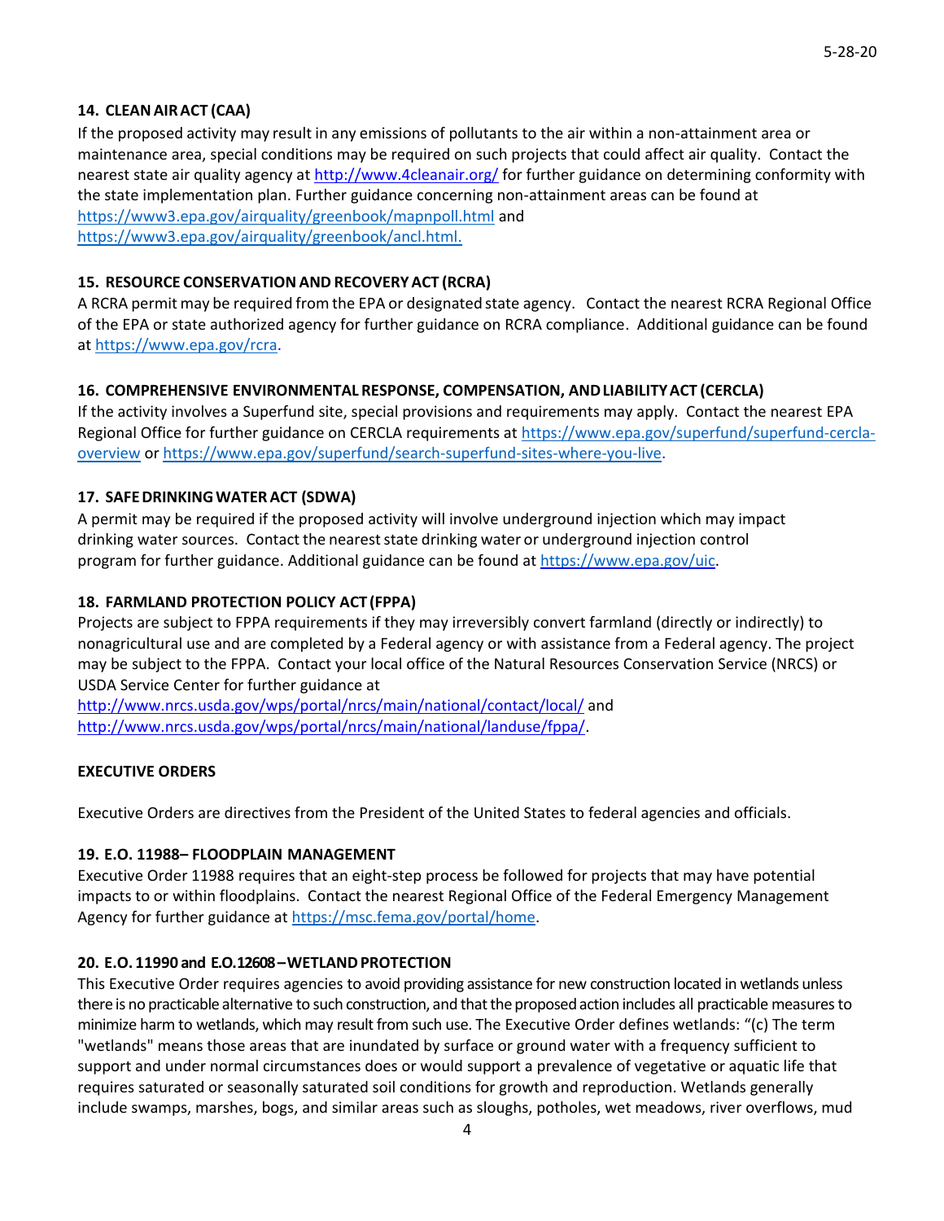### 14. CLEAN AIR ACT (CAA)

If the proposed activity may result in any emissions of pollutants to the air within a non-attainment area or maintenance area, special conditions may be required on such projects that could affect air quality. Contact the nearest state air quality agency at http://www.4cleanair.org/ for further guidance on determining conformity with the state implementation plan. Further guidance concerning non-attainment areas can be found at https://www3.epa.gov/airquality/greenbook/mapnpoll.html and https://www3.epa.gov/airquality/greenbook/ancl.html.

### 15. RESOURCE CONSERVATION AND RECOVERY ACT (RCRA)

A RCRA permit may be required from the EPA or designated state agency. Contact the nearest RCRA Regional Office of the EPA or state authorized agency for further guidance on RCRA compliance. Additional guidance can be found at https://www.epa.gov/rcra.

### 16. COMPREHENSIVE ENVIRONMENTAL RESPONSE, COMPENSATION, AND LIABILITY ACT (CERCLA)

If the activity involves a Superfund site, special provisions and requirements may apply. Contact the nearest EPA Regional Office for further guidance on CERCLA requirements at https://www.epa.gov/superfund/superfund-cercla-overview or https://www.epa.gov/superfund/search-superfund-sites-where-you-live.

### 17. SAFE DRINKING WATER ACT (SDWA)

A permit may be required if the proposed activity will involve underground injection which may impact drinking water sources. Contact the nearest state drinking water or underground injection control program for further guidance. Additional guidance can be found at https://www.epa.gov/uic.

### 18. FARMLAND PROTECTION POLICY ACT (FPPA)

Projects are subject to FPPA requirements if they may irreversibly convert farmland (directly or indirectly) to nonagricultural use and are completed by a Federal agency or with assistance from a Federal agency. The project may be subject to the FPPA. Contact your local office of the Natural Resources Conservation Service (NRCS) or USDA Service Center for further guidance at http://www.nrcs.usda.gov/wps/portal/nrcs/main/national/contact/local/ and http://www.nrcs.usda.gov/wps/portal/nrcs/main/national/landuse/fppa/.

## EXECUTIVE ORDERS

Executive Orders are directives from the President of the United States to federal agencies and officials.

### 19. E.O. 11988– FLOODPLAIN MANAGEMENT

Executive Order 11988 requires that an eight-step process be followed for projects that may have potential impacts to or within floodplains. Contact the nearest Regional Office of the Federal Emergency Management Agency for further guidance at https://msc.fema.gov/portal/home.

### 20. E.O. 11990 and E.O.12608 – WETLAND PROTECTION

This Executive Order requires agencies to avoid providing assistance for new construction located in wetlands unless there is no practicable alternative to such construction, and that the proposed action includes all practicable measures to minimize harm to wetlands, which may result from such use. The Executive Order defines wetlands: "(c) The term "wetlands" means those areas that are inundated by surface or ground water with a frequency sufficient to support and under normal circumstances does or would support a prevalence of vegetative or aquatic life that requires saturated or seasonally saturated soil conditions for growth and reproduction. Wetlands generally include swamps, marshes, bogs, and similar areas such as sloughs, potholes, wet meadows, river overflows, mud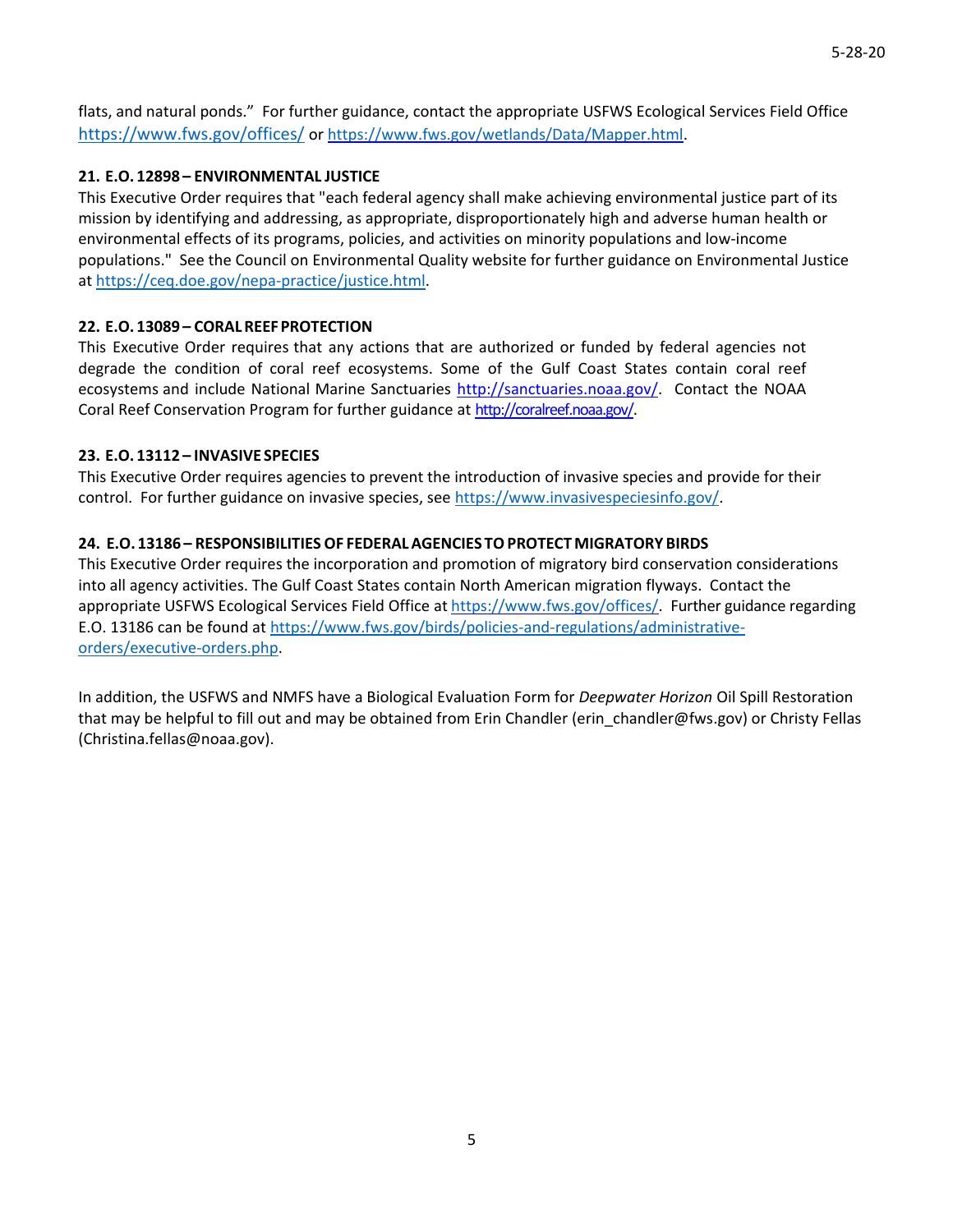flats, and natural ponds." For further guidance, contact the appropriate USFWS Ecological Services Field Office https://www.fws.gov/offices/ or https://www.fws.gov/wetlands/Data/Mapper.html.

**21. E.O. 12898 – ENVIRONMENTAL JUSTICE**

This Executive Order requires that "each federal agency shall make achieving environmental justice part of its mission by identifying and addressing, as appropriate, disproportionately high and adverse human health or environmental effects of its programs, policies, and activities on minority populations and low-income populations." See the Council on Environmental Quality website for further guidance on Environmental Justice at https://ceq.doe.gov/nepa-practice/justice.html.

**22. E.O. 13089 – CORAL REEF PROTECTION**

This Executive Order requires that any actions that are authorized or funded by federal agencies not degrade the condition of coral reef ecosystems. Some of the Gulf Coast States contain coral reef ecosystems and include National Marine Sanctuaries http://sanctuaries.noaa.gov/. Contact the NOAA Coral Reef Conservation Program for further guidance at http://coralreef.noaa.gov/.

**23. E.O. 13112 – INVASIVE SPECIES**

This Executive Order requires agencies to prevent the introduction of invasive species and provide for their control. For further guidance on invasive species, see https://www.invasivespeciesinfo.gov/.

**24. E.O. 13186 – RESPONSIBILITIES OF FEDERAL AGENCIES TO PROTECT MIGRATORY BIRDS**

This Executive Order requires the incorporation and promotion of migratory bird conservation considerations into all agency activities. The Gulf Coast States contain North American migration flyways. Contact the appropriate USFWS Ecological Services Field Office at https://www.fws.gov/offices/. Further guidance regarding E.O. 13186 can be found at https://www.fws.gov/birds/policies-and-regulations/administrative-orders/executive-orders.php.

In addition, the USFWS and NMFS have a Biological Evaluation Form for *Deepwater Horizon* Oil Spill Restoration that may be helpful to fill out and may be obtained from Erin Chandler (erin_chandler@fws.gov) or Christy Fellas (Christina.fellas@noaa.gov).